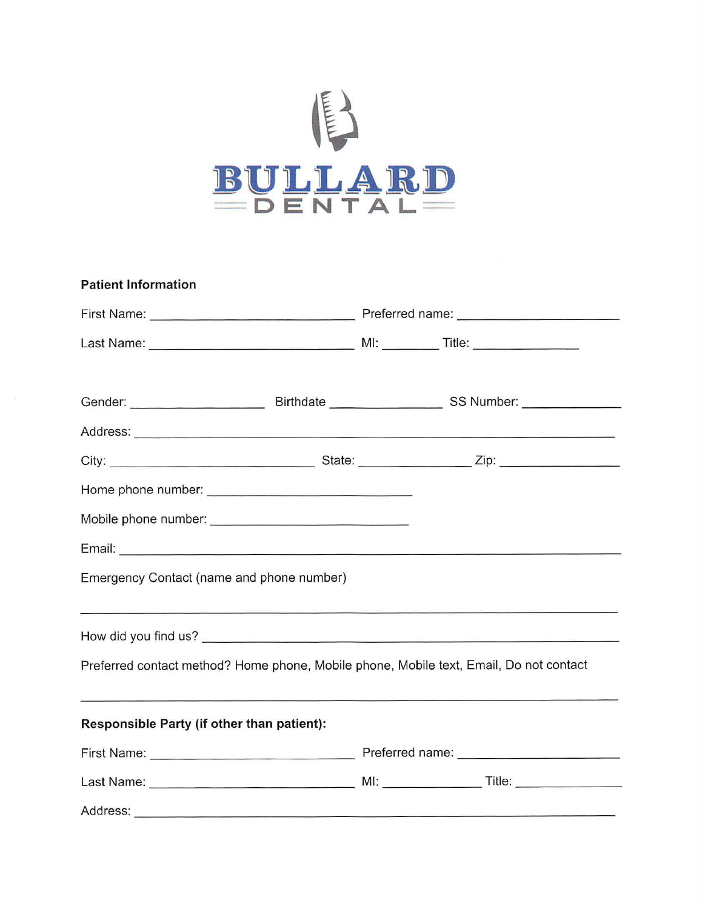# BULLARD DENTAL

**Patient Information**

First Name: ____________________________ Preferred name: ______________________

Last Name: ____________________________ MI: ________ Title: ______________

Gender: __________________ Birthdate ______________ SS Number: ____________

Address: ____________________________________________________________________

City: ____________________________ State: ______________ Zip: ________________

Home phone number: ____________________________

Mobile phone number: ____________________________

Email: ______________________________________________________________________

Emergency Contact (name and phone number)

_____________________________________________________________________________

How did you find us? _________________________________________________________

Preferred contact method? Home phone, Mobile phone, Mobile text, Email, Do not contact

_____________________________________________________________________________

**Responsible Party (if other than patient):**

First Name: ____________________________ Preferred name: ______________________

Last Name: ____________________________ MI: ______________ Title: ______________

Address: ____________________________________________________________________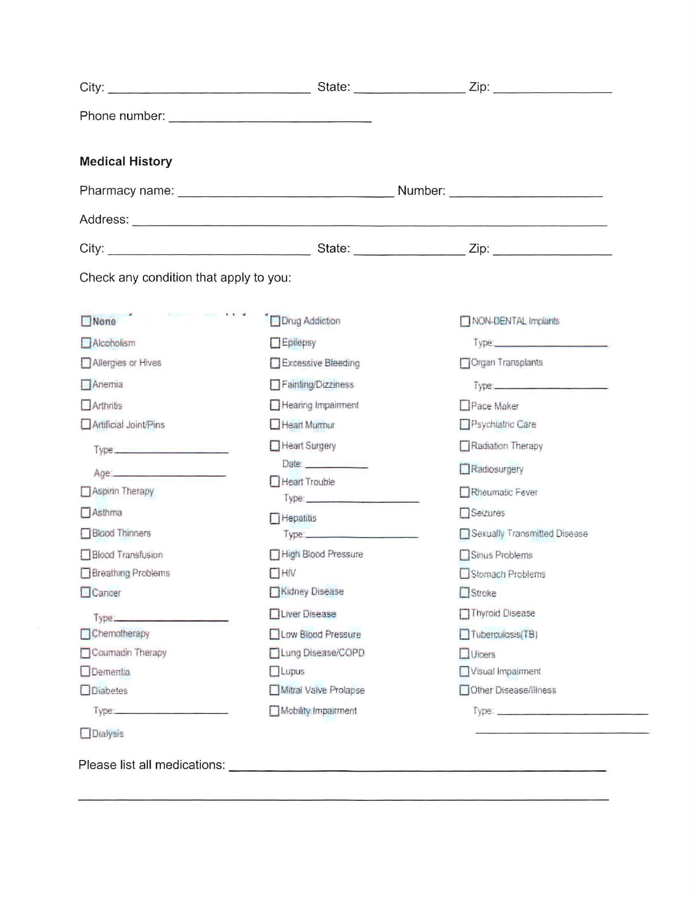City: ______________________________ State: ______________ Zip: ______________

Phone number: ______________________________

**Medical History**

Pharmacy name: ______________________________ Number: ____________________

Address: ____________________________________________________________

City: ______________________________ State: ______________ Zip: ______________

Check any condition that apply to you:

- ☐ **None**
- ☐ Alcoholism
- ☐ Allergies or Hives
- ☐ Anemia
- ☐ Arthritis
- ☐ Artificial Joint/Pins
  - Type ____________________
  - Age ____________________
- ☐ Aspirin Therapy
- ☐ Asthma
- ☐ Blood Thinners
- ☐ Blood Transfusion
- ☐ Breathing Problems
- ☐ Cancer
  - Type ____________________
- ☐ Chemotherapy
- ☐ Coumadin Therapy
- ☐ Dementia
- ☐ Diabetes
  - Type ____________________
- ☐ Dialysis
- ☐ Drug Addiction
- ☐ Epilepsy
- ☐ Excessive Bleeding
- ☐ Fainting/Dizziness
- ☐ Hearing Impairment
- ☐ Heart Murmur
- ☐ Heart Surgery
  - Date: ______________
- ☐ Heart Trouble
  - Type: ____________________
- ☐ Hepatitis
  - Type: ____________________
- ☐ High Blood Pressure
- ☐ HIV
- ☐ Kidney Disease
- ☐ Liver Disease
- ☐ Low Blood Pressure
- ☐ Lung Disease/COPD
- ☐ Lupus
- ☐ Mitral Valve Prolapse
- ☐ Mobility Impairment
- ☐ NON-DENTAL Implants
  - Type: ____________________
- ☐ Organ Transplants
  - Type: ____________________
- ☐ Pace Maker
- ☐ Psychiatric Care
- ☐ Radiation Therapy
- ☐ Radiosurgery
- ☐ Rheumatic Fever
- ☐ Seizures
- ☐ Sexually Transmitted Disease
- ☐ Sinus Problems
- ☐ Stomach Problems
- ☐ Stroke
- ☐ Thyroid Disease
- ☐ Tuberculosis(TB)
- ☐ Ulcers
- ☐ Visual Impairment
- ☐ Other Disease/Illness
  - Type: ____________________
  - ____________________

Please list all medications: ____________________________________________________________

____________________________________________________________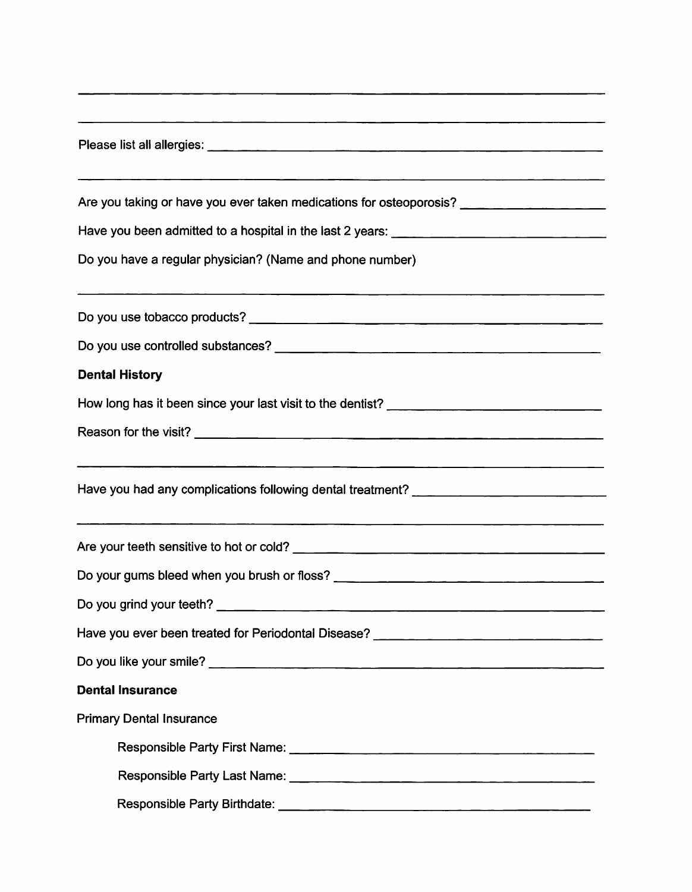\_\_\_\_\_\_\_\_\_\_\_\_\_\_\_\_\_\_\_\_\_\_\_\_\_\_\_\_\_\_\_\_\_\_\_\_\_\_\_\_\_\_\_\_\_\_\_\_\_\_\_\_\_\_\_\_\_\_\_\_

\_\_\_\_\_\_\_\_\_\_\_\_\_\_\_\_\_\_\_\_\_\_\_\_\_\_\_\_\_\_\_\_\_\_\_\_\_\_\_\_\_\_\_\_\_\_\_\_\_\_\_\_\_\_\_\_\_\_\_\_

Please list all allergies: \_\_\_\_\_\_\_\_\_\_\_\_\_\_\_\_\_\_\_\_\_\_\_\_\_\_\_\_\_\_\_\_\_\_\_\_\_\_\_\_\_\_

\_\_\_\_\_\_\_\_\_\_\_\_\_\_\_\_\_\_\_\_\_\_\_\_\_\_\_\_\_\_\_\_\_\_\_\_\_\_\_\_\_\_\_\_\_\_\_\_\_\_\_\_\_\_\_\_\_\_\_\_

Are you taking or have you ever taken medications for osteoporosis? \_\_\_\_\_\_\_\_\_\_\_\_\_\_

Have you been admitted to a hospital in the last 2 years: \_\_\_\_\_\_\_\_\_\_\_\_\_\_\_\_\_\_\_\_\_\_

Do you have a regular physician? (Name and phone number)

\_\_\_\_\_\_\_\_\_\_\_\_\_\_\_\_\_\_\_\_\_\_\_\_\_\_\_\_\_\_\_\_\_\_\_\_\_\_\_\_\_\_\_\_\_\_\_\_\_\_\_\_\_\_\_\_\_\_\_\_

Do you use tobacco products? \_\_\_\_\_\_\_\_\_\_\_\_\_\_\_\_\_\_\_\_\_\_\_\_\_\_\_\_\_\_\_\_\_\_\_\_\_\_\_\_

Do you use controlled substances? \_\_\_\_\_\_\_\_\_\_\_\_\_\_\_\_\_\_\_\_\_\_\_\_\_\_\_\_\_\_\_\_\_\_\_\_\_

**Dental History**

How long has it been since your last visit to the dentist? \_\_\_\_\_\_\_\_\_\_\_\_\_\_\_\_\_\_\_\_\_\_

Reason for the visit? \_\_\_\_\_\_\_\_\_\_\_\_\_\_\_\_\_\_\_\_\_\_\_\_\_\_\_\_\_\_\_\_\_\_\_\_\_\_\_\_\_\_\_\_\_\_

\_\_\_\_\_\_\_\_\_\_\_\_\_\_\_\_\_\_\_\_\_\_\_\_\_\_\_\_\_\_\_\_\_\_\_\_\_\_\_\_\_\_\_\_\_\_\_\_\_\_\_\_\_\_\_\_\_\_\_\_

Have you had any complications following dental treatment? \_\_\_\_\_\_\_\_\_\_\_\_\_\_\_\_\_\_\_\_

\_\_\_\_\_\_\_\_\_\_\_\_\_\_\_\_\_\_\_\_\_\_\_\_\_\_\_\_\_\_\_\_\_\_\_\_\_\_\_\_\_\_\_\_\_\_\_\_\_\_\_\_\_\_\_\_\_\_\_\_

Are your teeth sensitive to hot or cold? \_\_\_\_\_\_\_\_\_\_\_\_\_\_\_\_\_\_\_\_\_\_\_\_\_\_\_\_\_\_\_\_\_

Do your gums bleed when you brush or floss? \_\_\_\_\_\_\_\_\_\_\_\_\_\_\_\_\_\_\_\_\_\_\_\_\_\_\_\_\_\_

Do you grind your teeth? \_\_\_\_\_\_\_\_\_\_\_\_\_\_\_\_\_\_\_\_\_\_\_\_\_\_\_\_\_\_\_\_\_\_\_\_\_\_\_\_\_\_\_

Have you ever been treated for Periodontal Disease? \_\_\_\_\_\_\_\_\_\_\_\_\_\_\_\_\_\_\_\_\_\_\_\_\_\_

Do you like your smile? \_\_\_\_\_\_\_\_\_\_\_\_\_\_\_\_\_\_\_\_\_\_\_\_\_\_\_\_\_\_\_\_\_\_\_\_\_\_\_\_\_\_\_\_

**Dental Insurance**

Primary Dental Insurance

Responsible Party First Name: \_\_\_\_\_\_\_\_\_\_\_\_\_\_\_\_\_\_\_\_\_\_\_\_\_\_\_\_\_\_\_\_\_\_\_\_

Responsible Party Last Name: \_\_\_\_\_\_\_\_\_\_\_\_\_\_\_\_\_\_\_\_\_\_\_\_\_\_\_\_\_\_\_\_\_\_\_\_

Responsible Party Birthdate: \_\_\_\_\_\_\_\_\_\_\_\_\_\_\_\_\_\_\_\_\_\_\_\_\_\_\_\_\_\_\_\_\_\_\_\_\_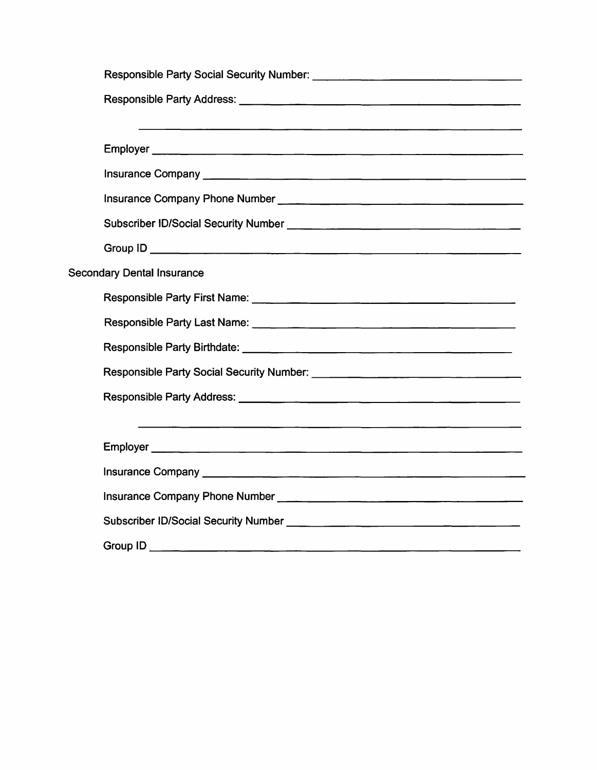Responsible Party Social Security Number: ______________________________

Responsible Party Address: ______________________________

______________________________

Employer ______________________________

Insurance Company ______________________________

Insurance Company Phone Number ______________________________

Subscriber ID/Social Security Number ______________________________

Group ID ______________________________

Secondary Dental Insurance

Responsible Party First Name: ______________________________

Responsible Party Last Name: ______________________________

Responsible Party Birthdate: ______________________________

Responsible Party Social Security Number: ______________________________

Responsible Party Address: ______________________________

______________________________

Employer ______________________________

Insurance Company ______________________________

Insurance Company Phone Number ______________________________

Subscriber ID/Social Security Number ______________________________

Group ID ______________________________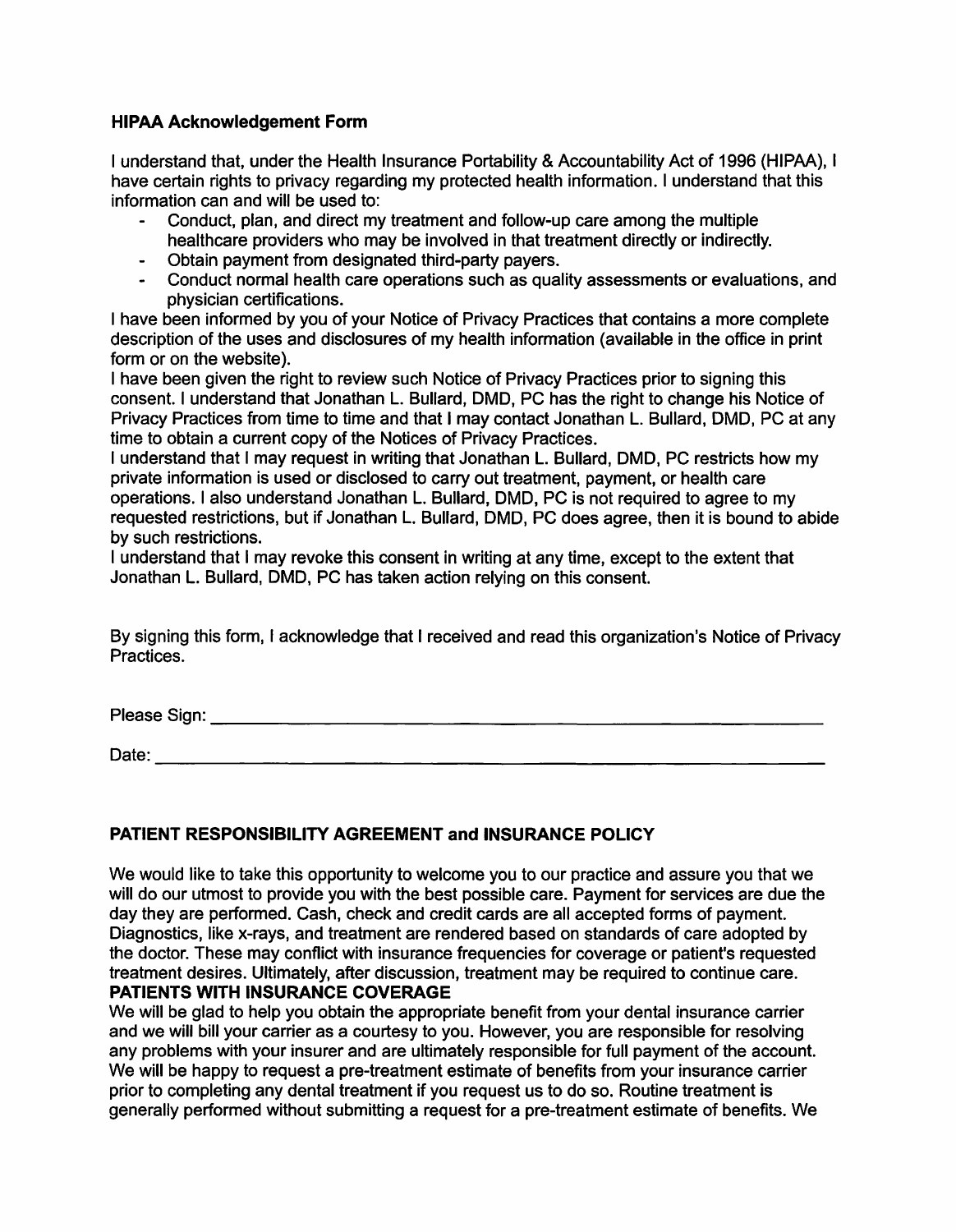### HIPAA Acknowledgement Form

I understand that, under the Health Insurance Portability & Accountability Act of 1996 (HIPAA), I have certain rights to privacy regarding my protected health information. I understand that this information can and will be used to:

- Conduct, plan, and direct my treatment and follow-up care among the multiple healthcare providers who may be involved in that treatment directly or indirectly.
- Obtain payment from designated third-party payers.
- Conduct normal health care operations such as quality assessments or evaluations, and physician certifications.

I have been informed by you of your Notice of Privacy Practices that contains a more complete description of the uses and disclosures of my health information (available in the office in print form or on the website).

I have been given the right to review such Notice of Privacy Practices prior to signing this consent. I understand that Jonathan L. Bullard, DMD, PC has the right to change his Notice of Privacy Practices from time to time and that I may contact Jonathan L. Bullard, DMD, PC at any time to obtain a current copy of the Notices of Privacy Practices.

I understand that I may request in writing that Jonathan L. Bullard, DMD, PC restricts how my private information is used or disclosed to carry out treatment, payment, or health care operations. I also understand Jonathan L. Bullard, DMD, PC is not required to agree to my requested restrictions, but if Jonathan L. Bullard, DMD, PC does agree, then it is bound to abide by such restrictions.

I understand that I may revoke this consent in writing at any time, except to the extent that Jonathan L. Bullard, DMD, PC has taken action relying on this consent.

By signing this form, I acknowledge that I received and read this organization's Notice of Privacy Practices.

Please Sign: ______________________________________________

Date: ______________________________________________

### PATIENT RESPONSIBILITY AGREEMENT and INSURANCE POLICY

We would like to take this opportunity to welcome you to our practice and assure you that we will do our utmost to provide you with the best possible care. Payment for services are due the day they are performed. Cash, check and credit cards are all accepted forms of payment. Diagnostics, like x-rays, and treatment are rendered based on standards of care adopted by the doctor. These may conflict with insurance frequencies for coverage or patient's requested treatment desires. Ultimately, after discussion, treatment may be required to continue care.

**PATIENTS WITH INSURANCE COVERAGE**

We will be glad to help you obtain the appropriate benefit from your dental insurance carrier and we will bill your carrier as a courtesy to you. However, you are responsible for resolving any problems with your insurer and are ultimately responsible for full payment of the account. We will be happy to request a pre-treatment estimate of benefits from your insurance carrier prior to completing any dental treatment if you request us to do so. Routine treatment is generally performed without submitting a request for a pre-treatment estimate of benefits. We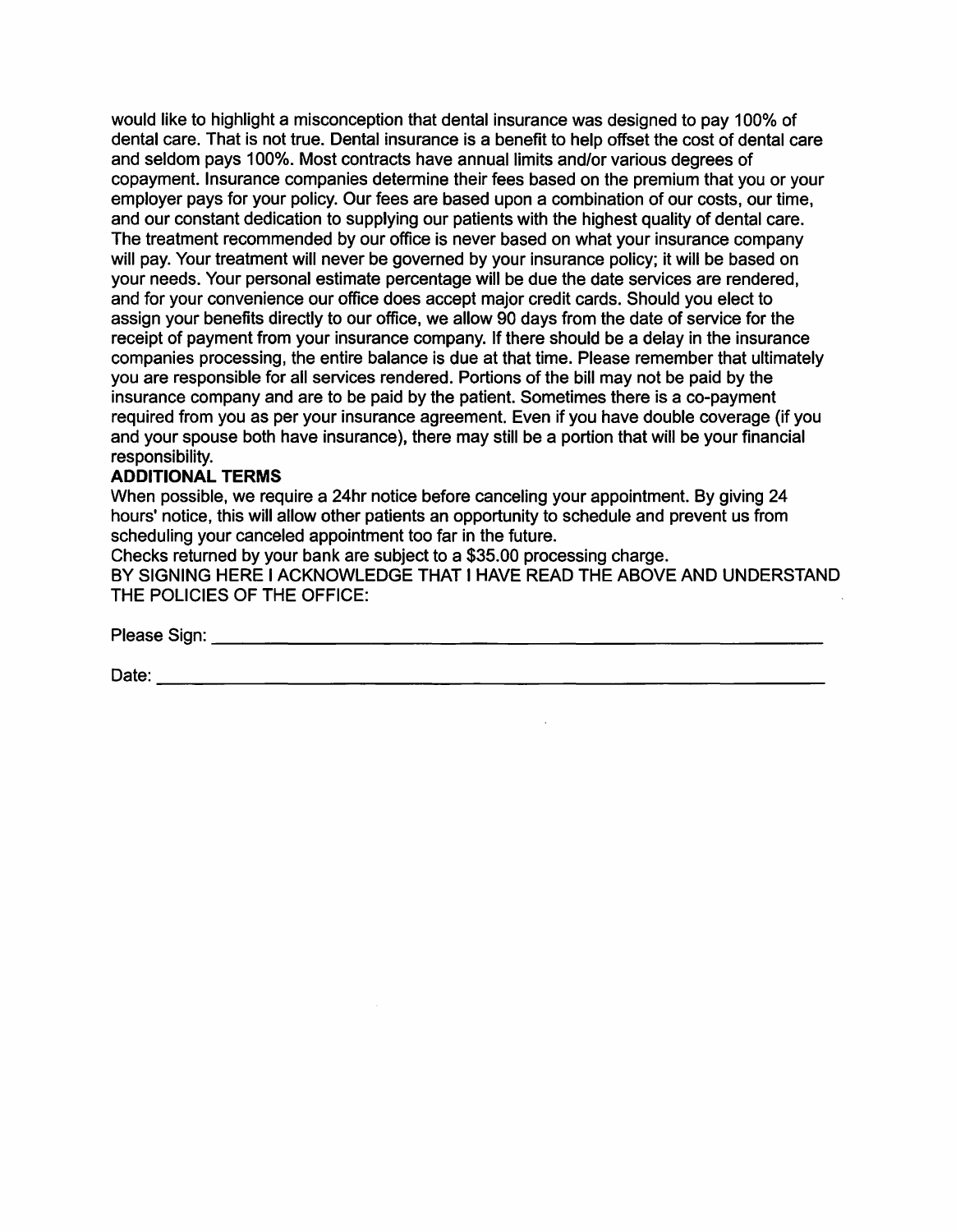would like to highlight a misconception that dental insurance was designed to pay 100% of dental care. That is not true. Dental insurance is a benefit to help offset the cost of dental care and seldom pays 100%. Most contracts have annual limits and/or various degrees of copayment. Insurance companies determine their fees based on the premium that you or your employer pays for your policy. Our fees are based upon a combination of our costs, our time, and our constant dedication to supplying our patients with the highest quality of dental care. The treatment recommended by our office is never based on what your insurance company will pay. Your treatment will never be governed by your insurance policy; it will be based on your needs. Your personal estimate percentage will be due the date services are rendered, and for your convenience our office does accept major credit cards. Should you elect to assign your benefits directly to our office, we allow 90 days from the date of service for the receipt of payment from your insurance company. If there should be a delay in the insurance companies processing, the entire balance is due at that time. Please remember that ultimately you are responsible for all services rendered. Portions of the bill may not be paid by the insurance company and are to be paid by the patient. Sometimes there is a co-payment required from you as per your insurance agreement. Even if you have double coverage (if you and your spouse both have insurance), there may still be a portion that will be your financial responsibility.

**ADDITIONAL TERMS**

When possible, we require a 24hr notice before canceling your appointment. By giving 24 hours' notice, this will allow other patients an opportunity to schedule and prevent us from scheduling your canceled appointment too far in the future.

Checks returned by your bank are subject to a $35.00 processing charge.

BY SIGNING HERE I ACKNOWLEDGE THAT I HAVE READ THE ABOVE AND UNDERSTAND THE POLICIES OF THE OFFICE:

Please Sign: ___________________________________________________________

Date: _________________________________________________________________